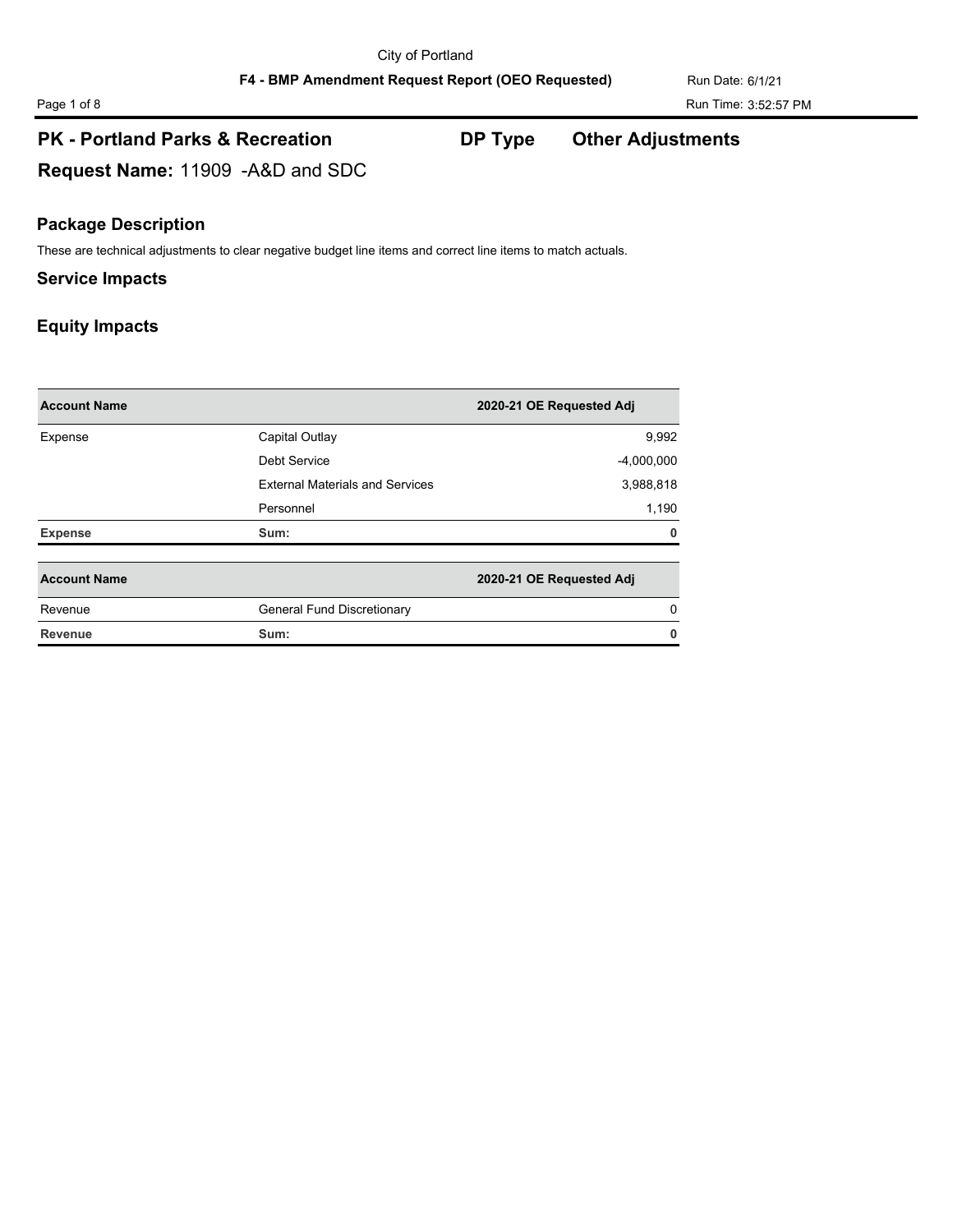City of Portland

**F4 - BMP Amendment Request Report (OEO Requested)**

Run Date: 6/1/21

Run Time: 3:52:57 PM

## PK - Portland Parks & Recreation — DP Type — Other Adjustments

**Request Name:** 11909 -A&D and SDC

### Package Description

These are technical adjustments to clear negative budget line items and correct line items to match actuals.

### Service Impacts

### Equity Impacts

| Account Name | | 2020-21 OE Requested Adj |
|---|---|---|
| Expense | Capital Outlay | 9,992 |
| | Debt Service | -4,000,000 |
| | External Materials and Services | 3,988,818 |
| | Personnel | 1,190 |
| **Expense** | **Sum:** | **0** |

| Account Name | | 2020-21 OE Requested Adj |
|---|---|---|
| Revenue | General Fund Discretionary | 0 |
| **Revenue** | **Sum:** | **0** |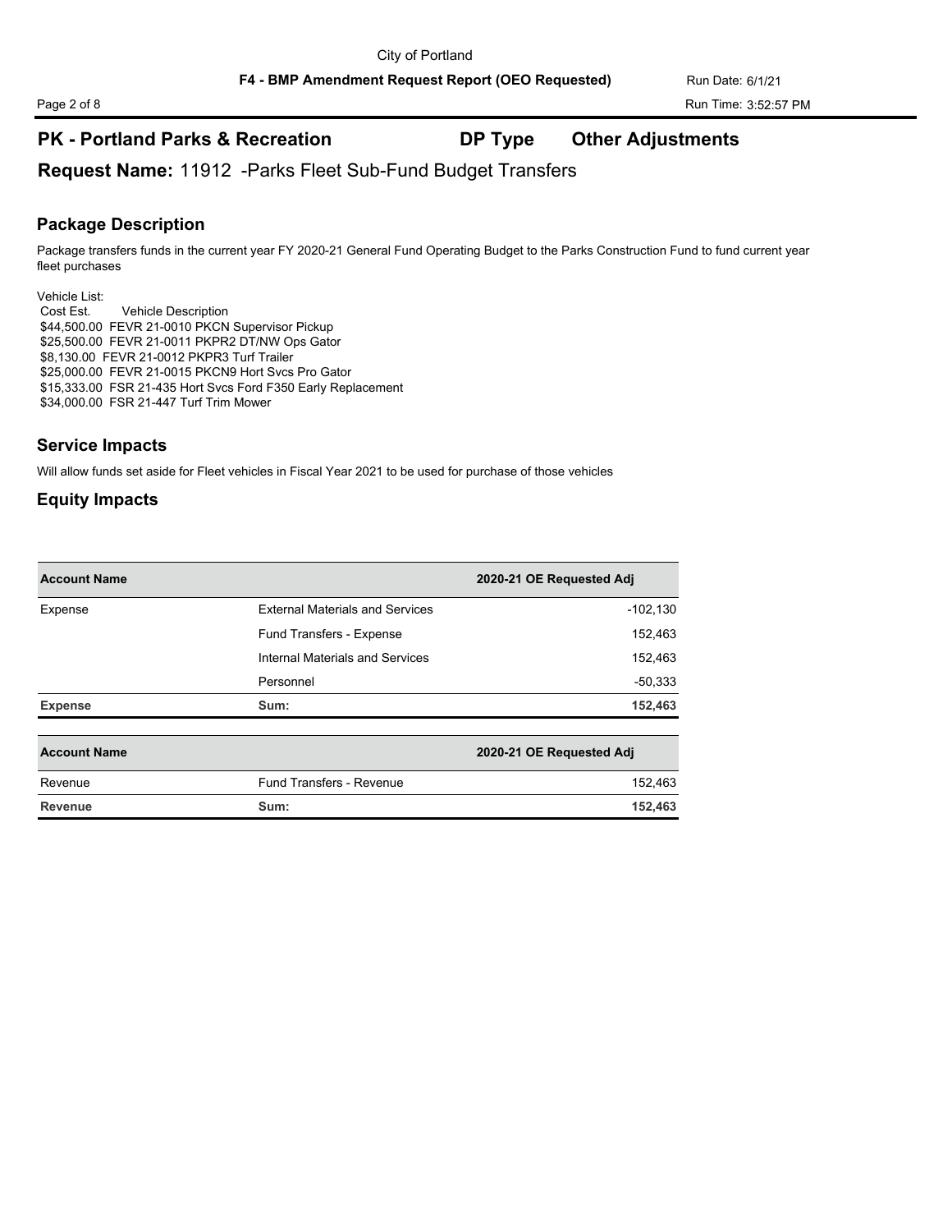City of Portland

**F4 - BMP Amendment Request Report (OEO Requested)**

Run Date: 6/1/21

Run Time: 3:52:57 PM

## PK - Portland Parks & Recreation    DP Type    Other Adjustments

### Request Name: 11912 -Parks Fleet Sub-Fund Budget Transfers

### Package Description

Package transfers funds in the current year FY 2020-21 General Fund Operating Budget to the Parks Construction Fund to fund current year fleet purchases

Vehicle List:
Cost Est. Vehicle Description
$44,500.00 FEVR 21-0010 PKCN Supervisor Pickup
$25,500.00 FEVR 21-0011 PKPR2 DT/NW Ops Gator
$8,130.00 FEVR 21-0012 PKPR3 Turf Trailer
$25,000.00 FEVR 21-0015 PKCN9 Hort Svcs Pro Gator
$15,333.00 FSR 21-435 Hort Svcs Ford F350 Early Replacement
$34,000.00 FSR 21-447 Turf Trim Mower

### Service Impacts

Will allow funds set aside for Fleet vehicles in Fiscal Year 2021 to be used for purchase of those vehicles

### Equity Impacts

| Account Name | | 2020-21 OE Requested Adj |
|---|---|---|
| Expense | External Materials and Services | -102,130 |
| | Fund Transfers - Expense | 152,463 |
| | Internal Materials and Services | 152,463 |
| | Personnel | -50,333 |
| **Expense** | **Sum:** | **152,463** |

| Account Name | | 2020-21 OE Requested Adj |
|---|---|---|
| Revenue | Fund Transfers - Revenue | 152,463 |
| **Revenue** | **Sum:** | **152,463** |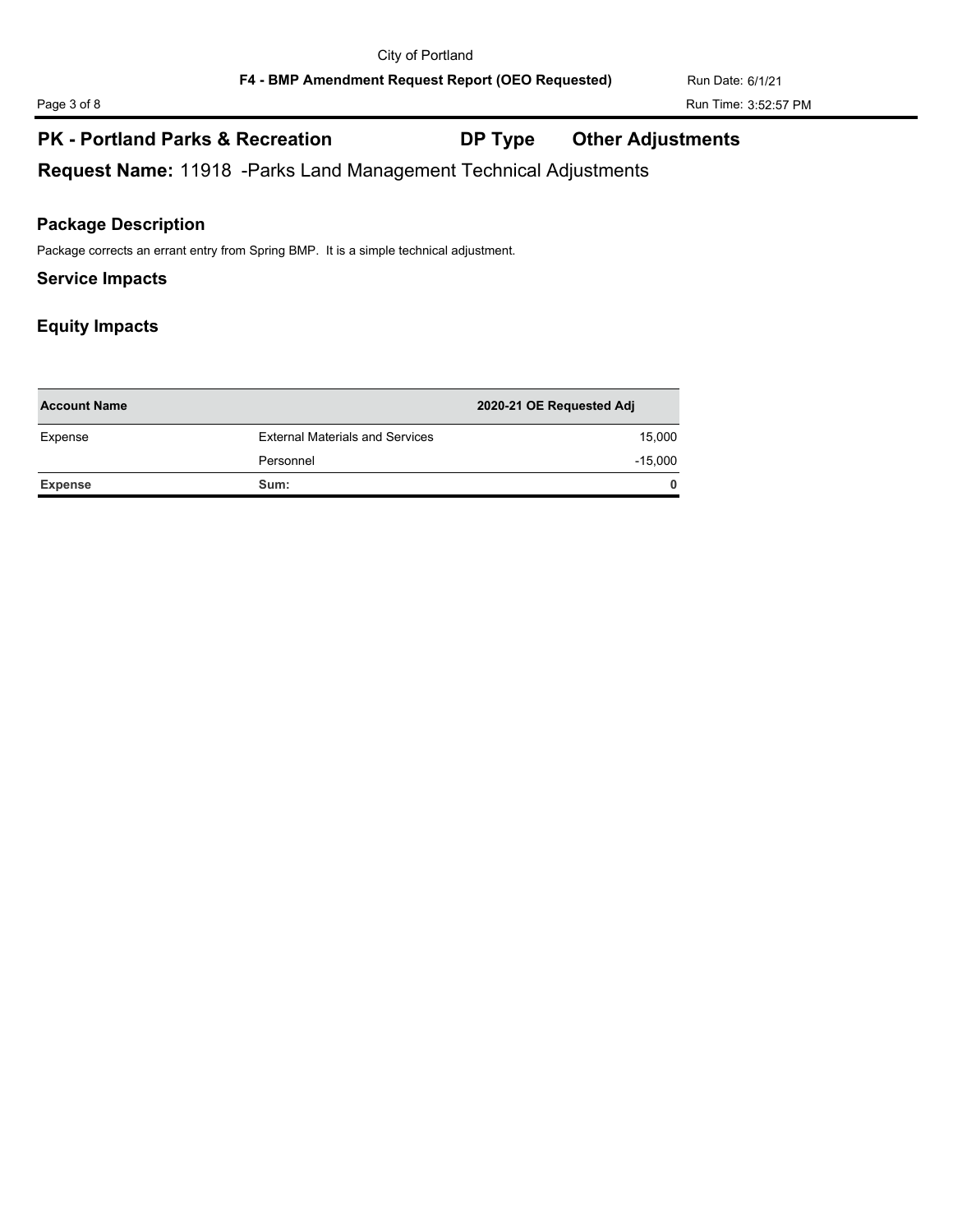## PK - Portland Parks & Recreation    DP Type    Other Adjustments

**Request Name:** 11918 -Parks Land Management Technical Adjustments

### Package Description

Package corrects an errant entry from Spring BMP. It is a simple technical adjustment.

### Service Impacts

### Equity Impacts

| Account Name | | 2020-21 OE Requested Adj |
|---|---|---|
| Expense | External Materials and Services | 15,000 |
| | Personnel | -15,000 |
| **Expense** | **Sum:** | **0** |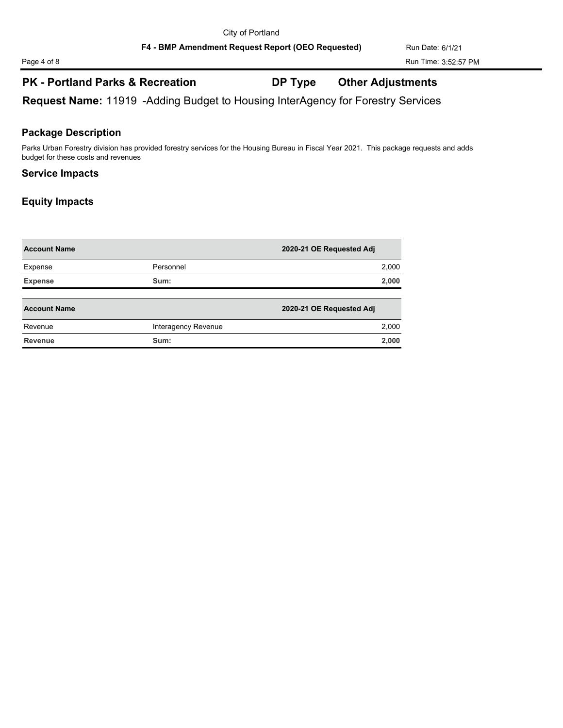## PK - Portland Parks & Recreation DP Type Other Adjustments

**Request Name:** 11919 -Adding Budget to Housing InterAgency for Forestry Services

### Package Description

Parks Urban Forestry division has provided forestry services for the Housing Bureau in Fiscal Year 2021. This package requests and adds budget for these costs and revenues

### Service Impacts

### Equity Impacts

| Account Name | | 2020-21 OE Requested Adj |
|---|---|---|
| Expense | Personnel | 2,000 |
| **Expense** | **Sum:** | **2,000** |

| Account Name | | 2020-21 OE Requested Adj |
|---|---|---|
| Revenue | Interagency Revenue | 2,000 |
| **Revenue** | **Sum:** | **2,000** |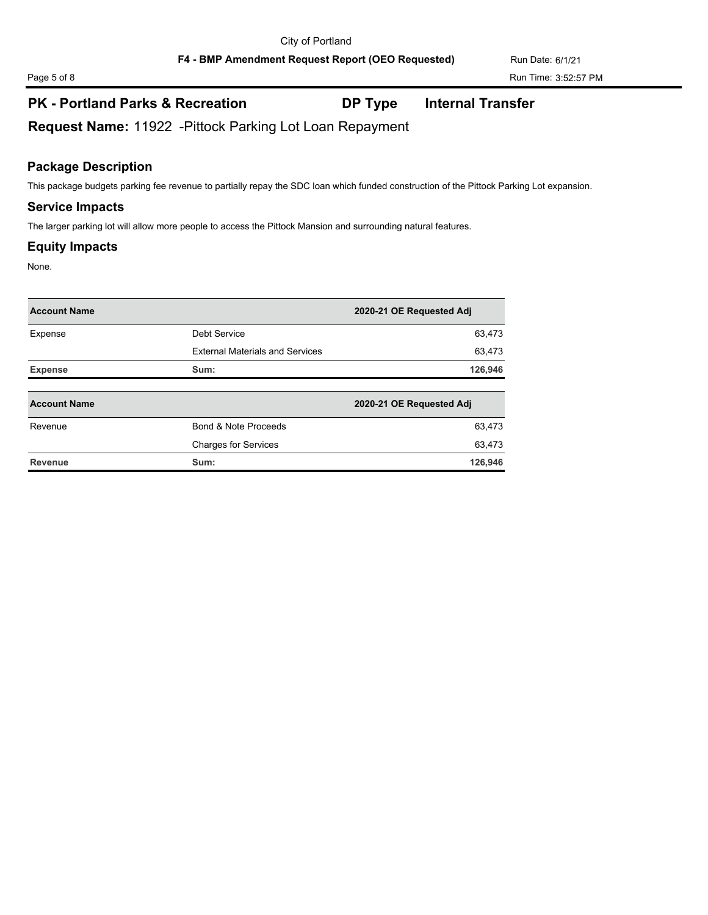## PK - Portland Parks & Recreation **DP Type** **Internal Transfer**

**Request Name:** 11922 -Pittock Parking Lot Loan Repayment

### Package Description

This package budgets parking fee revenue to partially repay the SDC loan which funded construction of the Pittock Parking Lot expansion.

### Service Impacts

The larger parking lot will allow more people to access the Pittock Mansion and surrounding natural features.

### Equity Impacts

None.

| Account Name | | 2020-21 OE Requested Adj |
|---|---|---|
| Expense | Debt Service | 63,473 |
| | External Materials and Services | 63,473 |
| **Expense** | **Sum:** | **126,946** |

| Account Name | | 2020-21 OE Requested Adj |
|---|---|---|
| Revenue | Bond & Note Proceeds | 63,473 |
| | Charges for Services | 63,473 |
| **Revenue** | **Sum:** | **126,946** |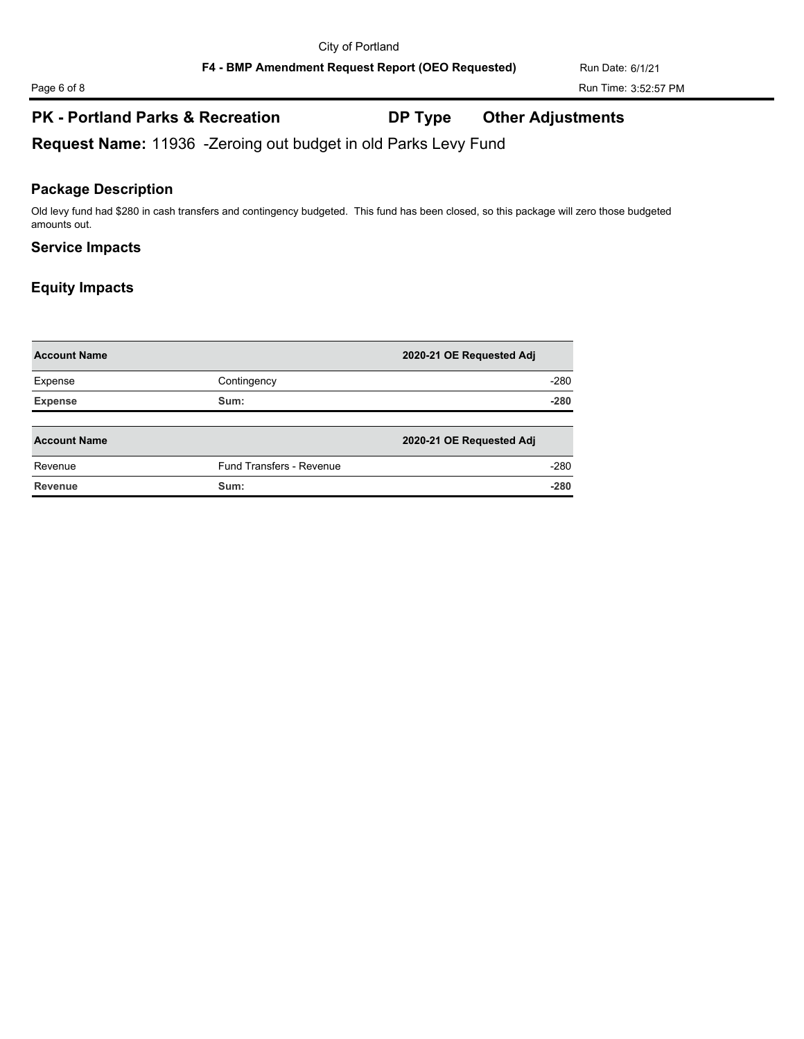## PK - Portland Parks & Recreation — DP Type: Other Adjustments

**Request Name:** 11936 -Zeroing out budget in old Parks Levy Fund

### Package Description

Old levy fund had $280 in cash transfers and contingency budgeted. This fund has been closed, so this package will zero those budgeted amounts out.

### Service Impacts

### Equity Impacts

| Account Name | | 2020-21 OE Requested Adj |
|---|---|---|
| Expense | Contingency | -280 |
| **Expense** | **Sum:** | **-280** |

| Account Name | | 2020-21 OE Requested Adj |
|---|---|---|
| Revenue | Fund Transfers - Revenue | -280 |
| **Revenue** | **Sum:** | **-280** |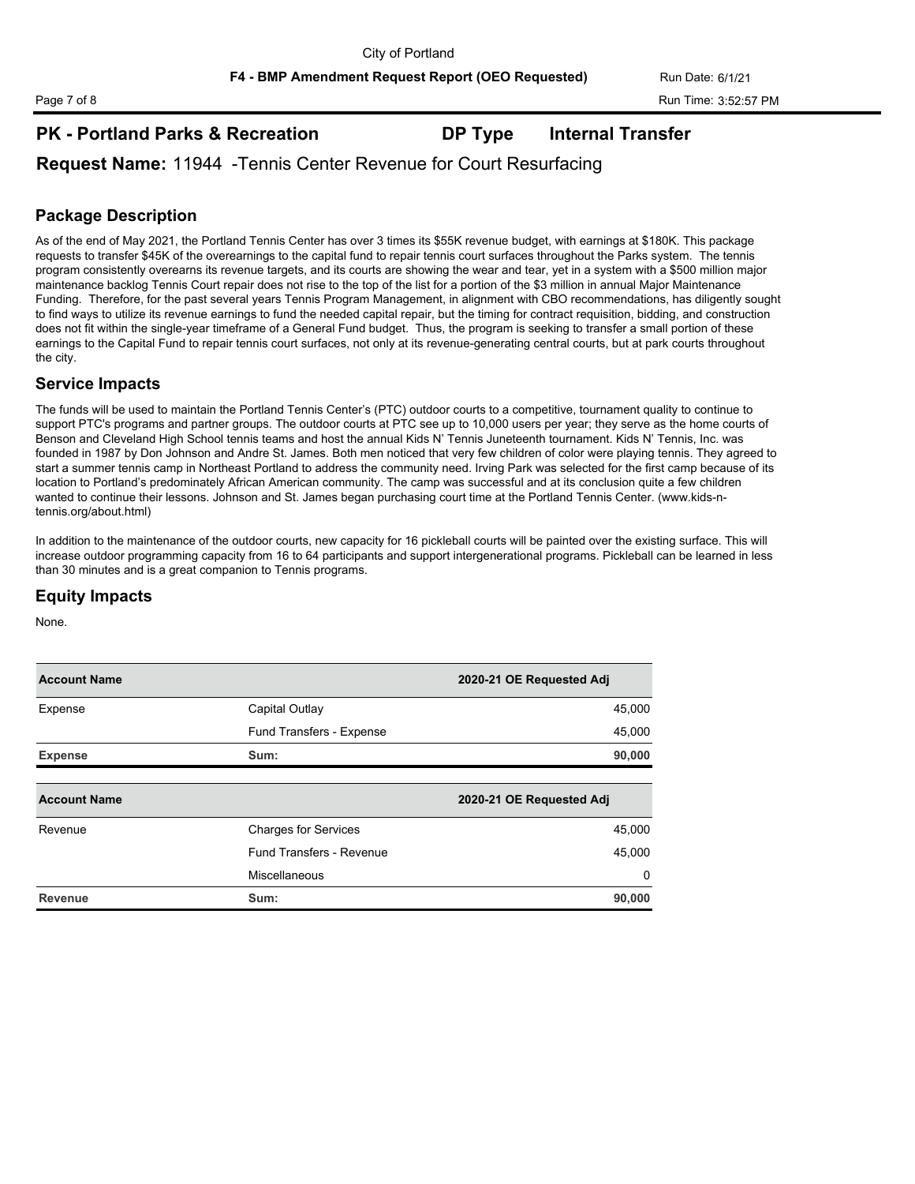## PK - Portland Parks & Recreation    DP Type    Internal Transfer

**Request Name:** 11944 -Tennis Center Revenue for Court Resurfacing

## Package Description

As of the end of May 2021, the Portland Tennis Center has over 3 times its $55K revenue budget, with earnings at $180K. This package requests to transfer $45K of the overearnings to the capital fund to repair tennis court surfaces throughout the Parks system. The tennis program consistently overearns its revenue targets, and its courts are showing the wear and tear, yet in a system with a $500 million major maintenance backlog Tennis Court repair does not rise to the top of the list for a portion of the $3 million in annual Major Maintenance Funding. Therefore, for the past several years Tennis Program Management, in alignment with CBO recommendations, has diligently sought to find ways to utilize its revenue earnings to fund the needed capital repair, but the timing for contract requisition, bidding, and construction does not fit within the single-year timeframe of a General Fund budget. Thus, the program is seeking to transfer a small portion of these earnings to the Capital Fund to repair tennis court surfaces, not only at its revenue-generating central courts, but at park courts throughout the city.

## Service Impacts

The funds will be used to maintain the Portland Tennis Center's (PTC) outdoor courts to a competitive, tournament quality to continue to support PTC's programs and partner groups. The outdoor courts at PTC see up to 10,000 users per year; they serve as the home courts of Benson and Cleveland High School tennis teams and host the annual Kids N' Tennis Juneteenth tournament. Kids N' Tennis, Inc. was founded in 1987 by Don Johnson and Andre St. James. Both men noticed that very few children of color were playing tennis. They agreed to start a summer tennis camp in Northeast Portland to address the community need. Irving Park was selected for the first camp because of its location to Portland's predominately African American community. The camp was successful and at its conclusion quite a few children wanted to continue their lessons. Johnson and St. James began purchasing court time at the Portland Tennis Center. (www.kids-n-tennis.org/about.html)

In addition to the maintenance of the outdoor courts, new capacity for 16 pickleball courts will be painted over the existing surface. This will increase outdoor programming capacity from 16 to 64 participants and support intergenerational programs. Pickleball can be learned in less than 30 minutes and is a great companion to Tennis programs.

## Equity Impacts

None.

| Account Name | | 2020-21 OE Requested Adj |
|---|---|---|
| Expense | Capital Outlay | 45,000 |
| | Fund Transfers - Expense | 45,000 |
| **Expense** | **Sum:** | **90,000** |

| Account Name | | 2020-21 OE Requested Adj |
|---|---|---|
| Revenue | Charges for Services | 45,000 |
| | Fund Transfers - Revenue | 45,000 |
| | Miscellaneous | 0 |
| **Revenue** | **Sum:** | **90,000** |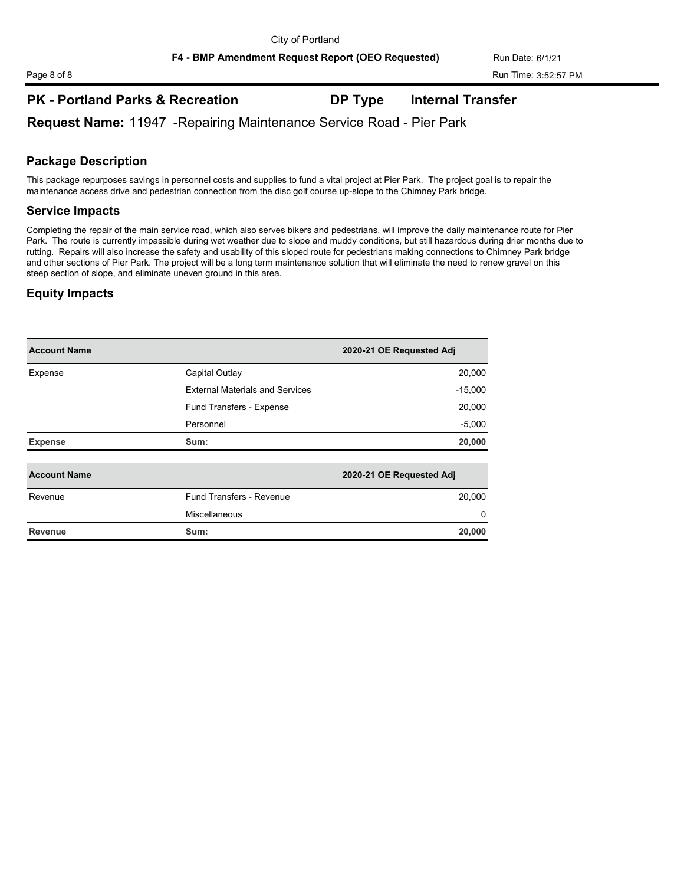## PK - Portland Parks & Recreation    DP Type    Internal Transfer

**Request Name:** 11947 -Repairing Maintenance Service Road - Pier Park

### Package Description

This package repurposes savings in personnel costs and supplies to fund a vital project at Pier Park. The project goal is to repair the maintenance access drive and pedestrian connection from the disc golf course up-slope to the Chimney Park bridge.

### Service Impacts

Completing the repair of the main service road, which also serves bikers and pedestrians, will improve the daily maintenance route for Pier Park. The route is currently impassible during wet weather due to slope and muddy conditions, but still hazardous during drier months due to rutting. Repairs will also increase the safety and usability of this sloped route for pedestrians making connections to Chimney Park bridge and other sections of Pier Park. The project will be a long term maintenance solution that will eliminate the need to renew gravel on this steep section of slope, and eliminate uneven ground in this area.

### Equity Impacts

| Account Name | | 2020-21 OE Requested Adj |
|---|---|---|
| Expense | Capital Outlay | 20,000 |
| | External Materials and Services | -15,000 |
| | Fund Transfers - Expense | 20,000 |
| | Personnel | -5,000 |
| **Expense** | **Sum:** | **20,000** |

| Account Name | | 2020-21 OE Requested Adj |
|---|---|---|
| Revenue | Fund Transfers - Revenue | 20,000 |
| | Miscellaneous | 0 |
| **Revenue** | **Sum:** | **20,000** |